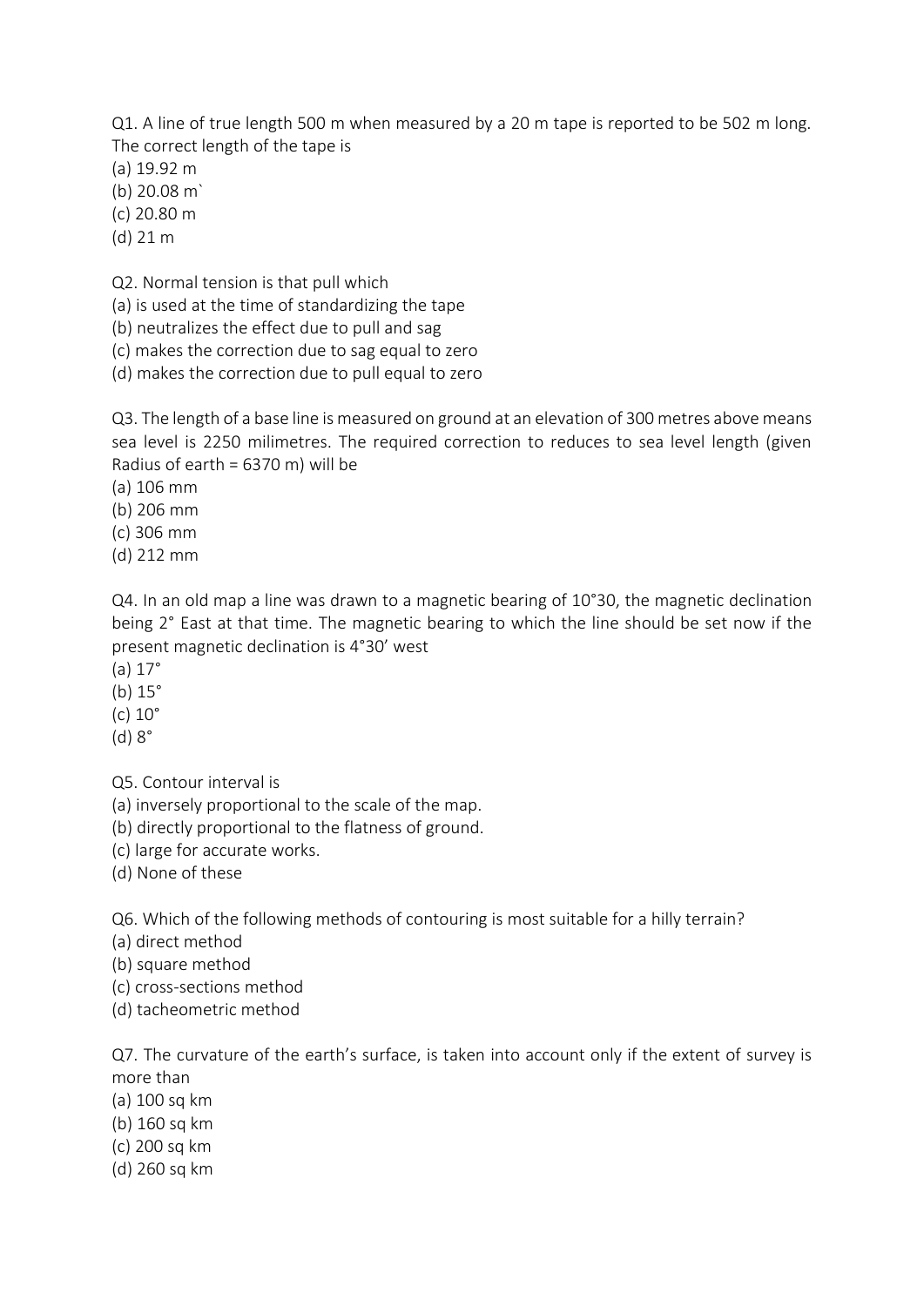Q1. A line of true length 500 m when measured by a 20 m tape is reported to be 502 m long. The correct length of the tape is

(a) 19.92 m

(b) 20.08 m`

(c) 20.80 m

(d) 21 m

Q2. Normal tension is that pull which

(a) is used at the time of standardizing the tape

(b) neutralizes the effect due to pull and sag

(c) makes the correction due to sag equal to zero

(d) makes the correction due to pull equal to zero

Q3. The length of a base line is measured on ground at an elevation of 300 metres above means sea level is 2250 milimetres. The required correction to reduces to sea level length (given Radius of earth = 6370 m) will be

(a) 106 mm

(b) 206 mm

(c) 306 mm

(d) 212 mm

Q4. In an old map a line was drawn to a magnetic bearing of 10°30, the magnetic declination being 2° East at that time. The magnetic bearing to which the line should be set now if the present magnetic declination is 4°30' west

(a) 17°

(b) 15°

(c) 10°

(d) 8°

Q5. Contour interval is

(a) inversely proportional to the scale of the map.

(b) directly proportional to the flatness of ground.

(c) large for accurate works.

(d) None of these

Q6. Which of the following methods of contouring is most suitable for a hilly terrain?

(a) direct method

(b) square method

(c) cross-sections method

(d) tacheometric method

Q7. The curvature of the earth's surface, is taken into account only if the extent of survey is more than

(a) 100 sq km

(b) 160 sq km

(c) 200 sq km

(d) 260 sq km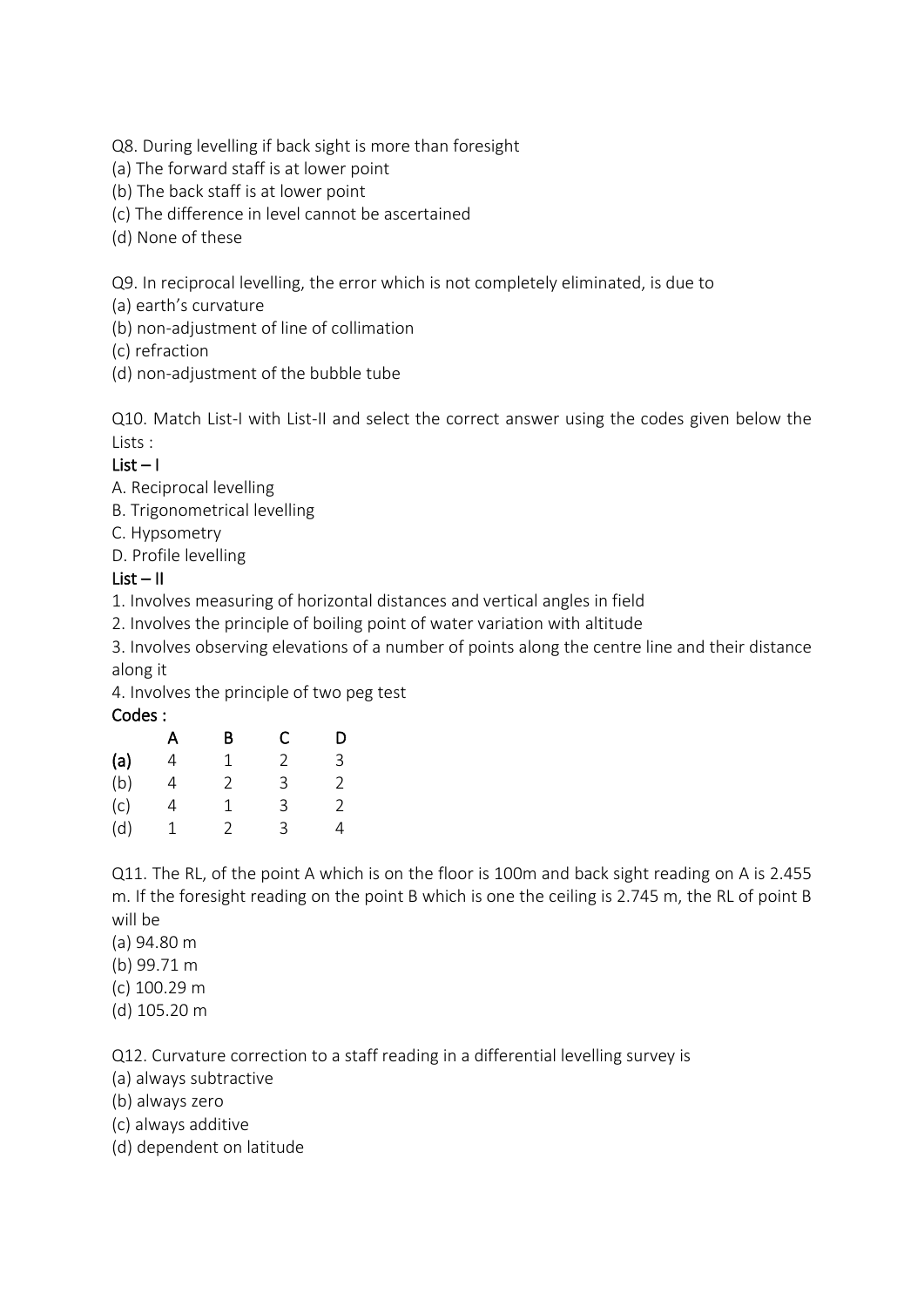Q8. During levelling if back sight is more than foresight

(a) The forward staff is at lower point

(b) The back staff is at lower point

(c) The difference in level cannot be ascertained

(d) None of these

Q9. In reciprocal levelling, the error which is not completely eliminated, is due to

(a) earth's curvature

(b) non-adjustment of line of collimation

(c) refraction

(d) non-adjustment of the bubble tube

Q10. Match List-I with List-II and select the correct answer using the codes given below the Lists :

List – I

A. Reciprocal levelling

B. Trigonometrical levelling

C. Hypsometry

D. Profile levelling

List – II

1. Involves measuring of horizontal distances and vertical angles in field
2. Involves the principle of boiling point of water variation with altitude
3. Involves observing elevations of a number of points along the centre line and their distance along it
4. Involves the principle of two peg test

Codes :

| | A | B | C | D |
|---|---|---|---|---|
| (a) | 4 | 1 | 2 | 3 |
| (b) | 4 | 2 | 3 | 2 |
| (c) | 4 | 1 | 3 | 2 |
| (d) | 1 | 2 | 3 | 4 |

Q11. The RL, of the point A which is on the floor is 100m and back sight reading on A is 2.455 m. If the foresight reading on the point B which is one the ceiling is 2.745 m, the RL of point B will be

(a) 94.80 m

(b) 99.71 m

(c) 100.29 m

(d) 105.20 m

Q12. Curvature correction to a staff reading in a differential levelling survey is

(a) always subtractive

(b) always zero

(c) always additive

(d) dependent on latitude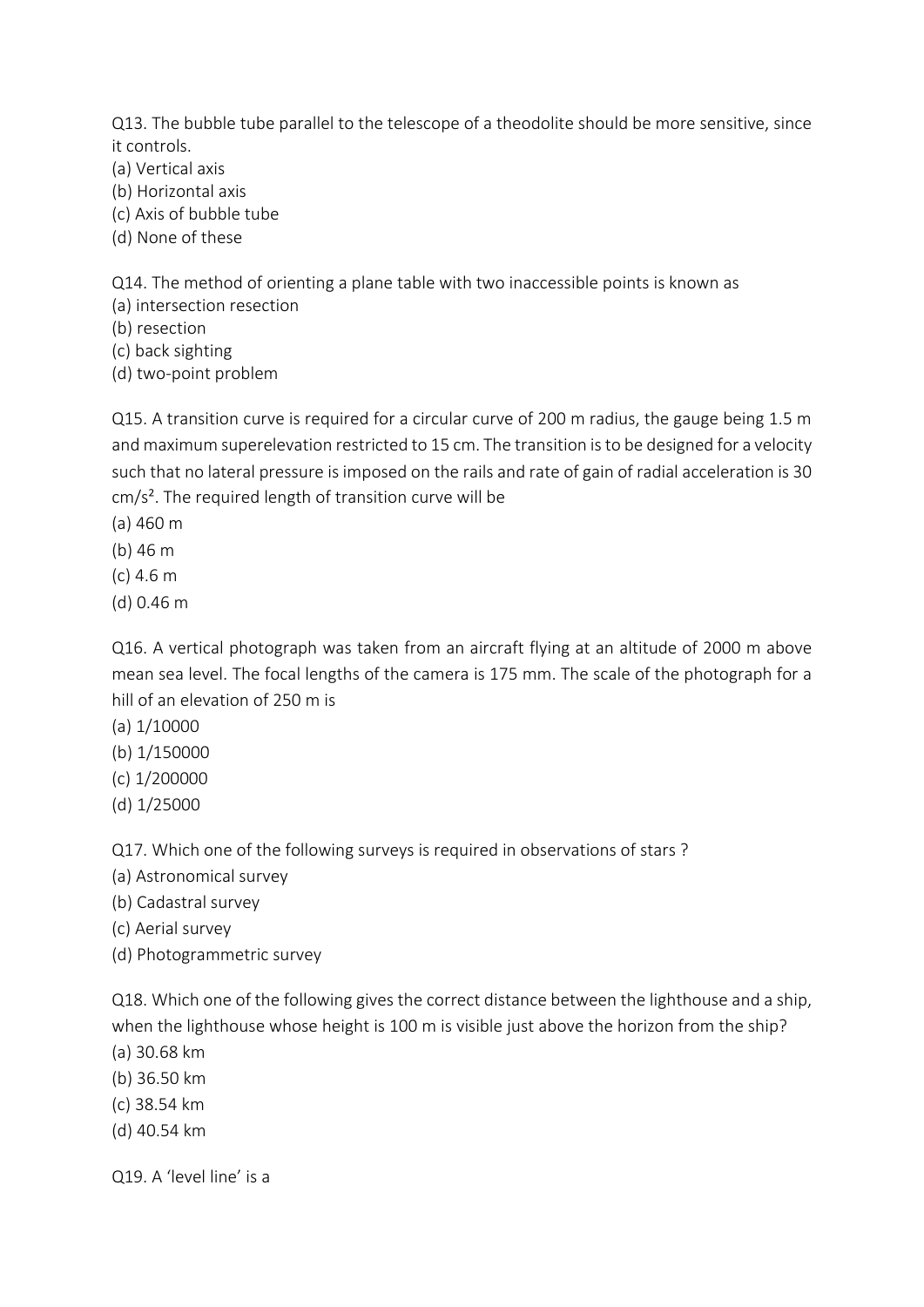Q13. The bubble tube parallel to the telescope of a theodolite should be more sensitive, since it controls.

(a) Vertical axis
(b) Horizontal axis
(c) Axis of bubble tube
(d) None of these

Q14. The method of orienting a plane table with two inaccessible points is known as

(a) intersection resection
(b) resection
(c) back sighting
(d) two-point problem

Q15. A transition curve is required for a circular curve of 200 m radius, the gauge being 1.5 m and maximum superelevation restricted to 15 cm. The transition is to be designed for a velocity such that no lateral pressure is imposed on the rails and rate of gain of radial acceleration is 30 cm/s². The required length of transition curve will be

(a) 460 m
(b) 46 m
(c) 4.6 m
(d) 0.46 m

Q16. A vertical photograph was taken from an aircraft flying at an altitude of 2000 m above mean sea level. The focal lengths of the camera is 175 mm. The scale of the photograph for a hill of an elevation of 250 m is

(a) 1/10000
(b) 1/150000
(c) 1/200000
(d) 1/25000

Q17. Which one of the following surveys is required in observations of stars ?

(a) Astronomical survey
(b) Cadastral survey
(c) Aerial survey
(d) Photogrammetric survey

Q18. Which one of the following gives the correct distance between the lighthouse and a ship, when the lighthouse whose height is 100 m is visible just above the horizon from the ship?

(a) 30.68 km
(b) 36.50 km
(c) 38.54 km
(d) 40.54 km

Q19. A 'level line' is a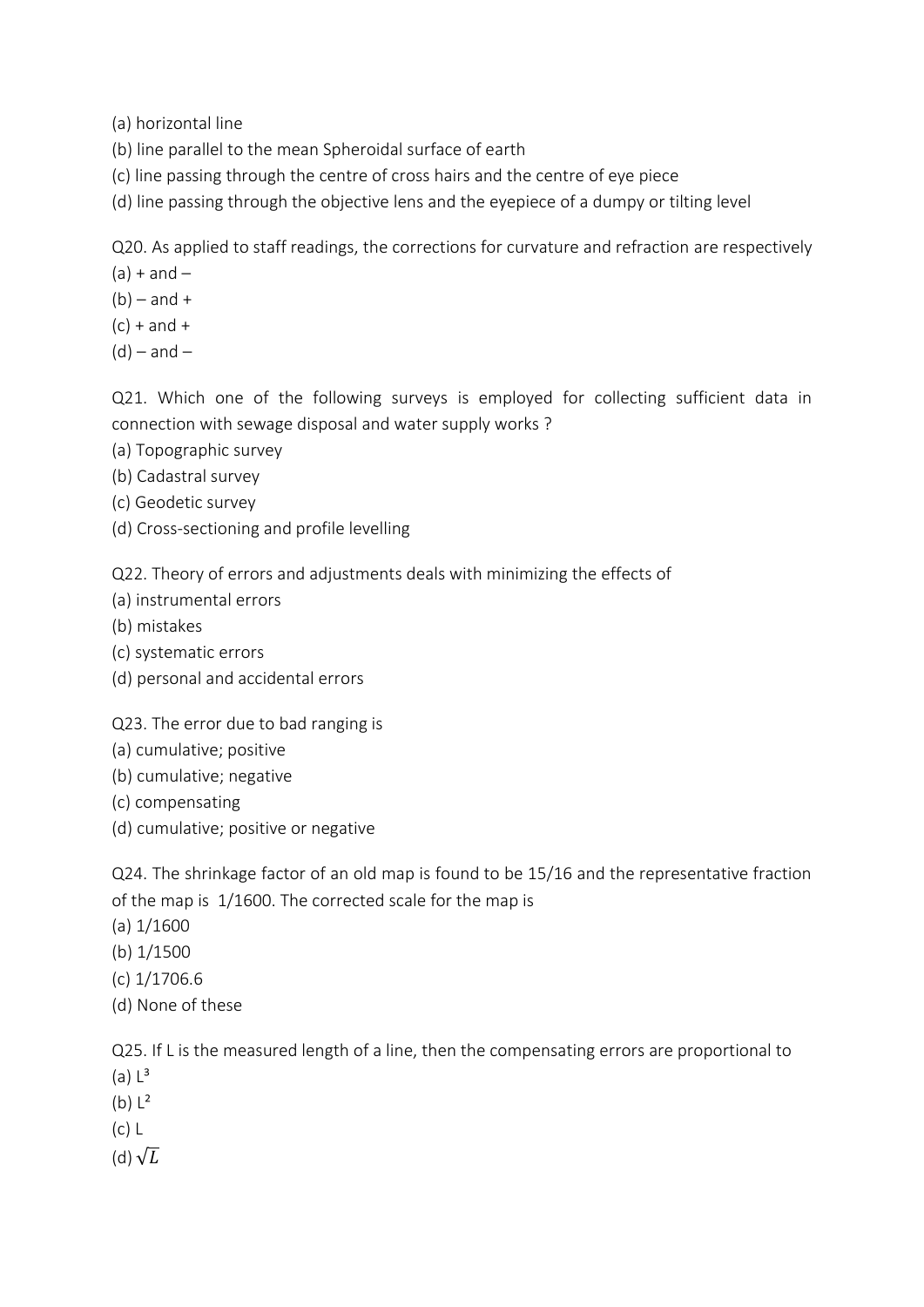(a) horizontal line
(b) line parallel to the mean Spheroidal surface of earth
(c) line passing through the centre of cross hairs and the centre of eye piece
(d) line passing through the objective lens and the eyepiece of a dumpy or tilting level

Q20. As applied to staff readings, the corrections for curvature and refraction are respectively
(a) + and –
(b) – and +
(c) + and +
(d) – and –

Q21. Which one of the following surveys is employed for collecting sufficient data in connection with sewage disposal and water supply works ?
(a) Topographic survey
(b) Cadastral survey
(c) Geodetic survey
(d) Cross-sectioning and profile levelling

Q22. Theory of errors and adjustments deals with minimizing the effects of
(a) instrumental errors
(b) mistakes
(c) systematic errors
(d) personal and accidental errors

Q23. The error due to bad ranging is
(a) cumulative; positive
(b) cumulative; negative
(c) compensating
(d) cumulative; positive or negative

Q24. The shrinkage factor of an old map is found to be 15/16 and the representative fraction of the map is 1/1600. The corrected scale for the map is
(a) 1/1600
(b) 1/1500
(c) 1/1706.6
(d) None of these

Q25. If L is the measured length of a line, then the compensating errors are proportional to
(a) $L^3$
(b) $L^2$
(c) L
(d) $\sqrt{L}$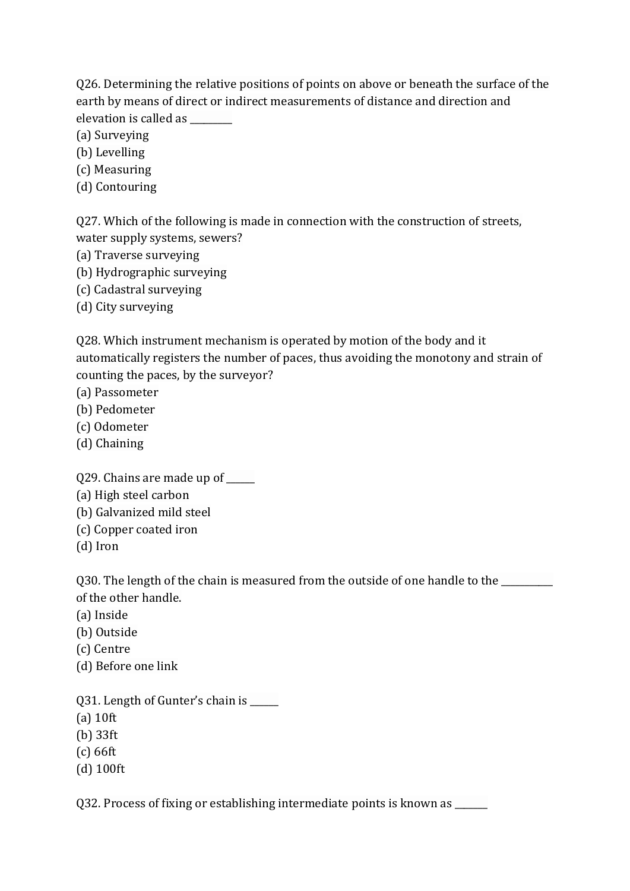Q26. Determining the relative positions of points on above or beneath the surface of the earth by means of direct or indirect measurements of distance and direction and elevation is called as _________

(a) Surveying
(b) Levelling
(c) Measuring
(d) Contouring

Q27. Which of the following is made in connection with the construction of streets, water supply systems, sewers?

(a) Traverse surveying
(b) Hydrographic surveying
(c) Cadastral surveying
(d) City surveying

Q28. Which instrument mechanism is operated by motion of the body and it automatically registers the number of paces, thus avoiding the monotony and strain of counting the paces, by the surveyor?

(a) Passometer
(b) Pedometer
(c) Odometer
(d) Chaining

Q29. Chains are made up of ______

(a) High steel carbon
(b) Galvanized mild steel
(c) Copper coated iron
(d) Iron

Q30. The length of the chain is measured from the outside of one handle to the ___________ of the other handle.

(a) Inside
(b) Outside
(c) Centre
(d) Before one link

Q31. Length of Gunter's chain is ______

(a) 10ft
(b) 33ft
(c) 66ft
(d) 100ft

Q32. Process of fixing or establishing intermediate points is known as _______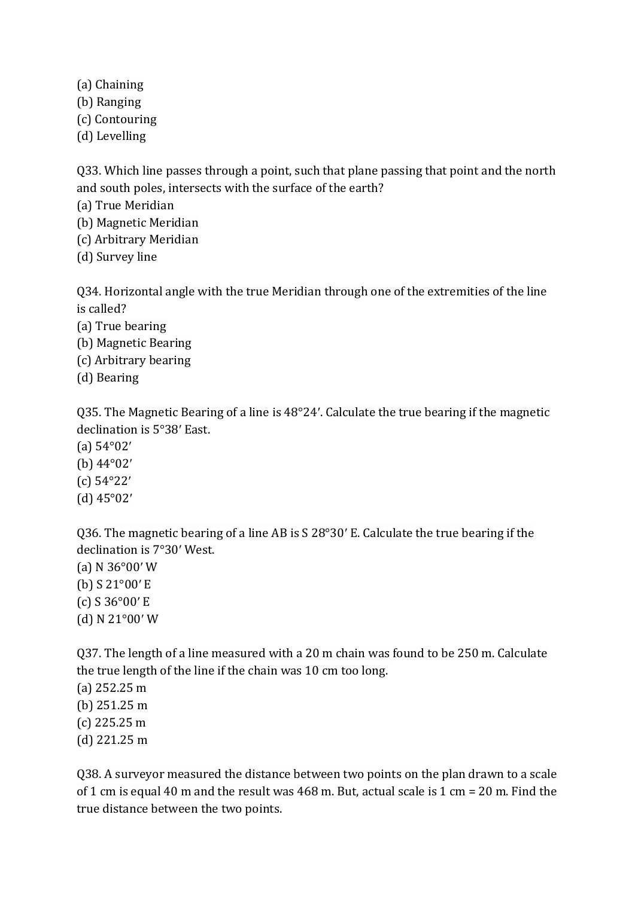(a) Chaining
(b) Ranging
(c) Contouring
(d) Levelling

Q33. Which line passes through a point, such that plane passing that point and the north and south poles, intersects with the surface of the earth?
(a) True Meridian
(b) Magnetic Meridian
(c) Arbitrary Meridian
(d) Survey line

Q34. Horizontal angle with the true Meridian through one of the extremities of the line is called?
(a) True bearing
(b) Magnetic Bearing
(c) Arbitrary bearing
(d) Bearing

Q35. The Magnetic Bearing of a line is 48°24′. Calculate the true bearing if the magnetic declination is 5°38′ East.
(a) 54°02′
(b) 44°02′
(c) 54°22′
(d) 45°02′

Q36. The magnetic bearing of a line AB is S 28°30′ E. Calculate the true bearing if the declination is 7°30′ West.
(a) N 36°00′ W
(b) S 21°00′ E
(c) S 36°00′ E
(d) N 21°00′ W

Q37. The length of a line measured with a 20 m chain was found to be 250 m. Calculate the true length of the line if the chain was 10 cm too long.
(a) 252.25 m
(b) 251.25 m
(c) 225.25 m
(d) 221.25 m

Q38. A surveyor measured the distance between two points on the plan drawn to a scale of 1 cm is equal 40 m and the result was 468 m. But, actual scale is 1 cm = 20 m. Find the true distance between the two points.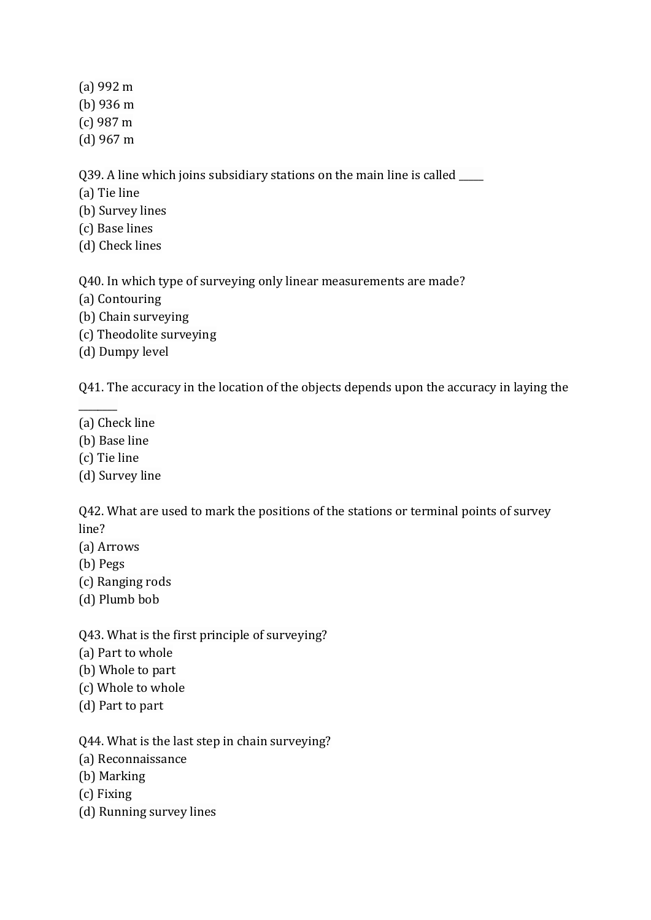(a) 992 m
(b) 936 m
(c) 987 m
(d) 967 m

Q39. A line which joins subsidiary stations on the main line is called _____
(a) Tie line
(b) Survey lines
(c) Base lines
(d) Check lines

Q40. In which type of surveying only linear measurements are made?
(a) Contouring
(b) Chain surveying
(c) Theodolite surveying
(d) Dumpy level

Q41. The accuracy in the location of the objects depends upon the accuracy in laying the ________
(a) Check line
(b) Base line
(c) Tie line
(d) Survey line

Q42. What are used to mark the positions of the stations or terminal points of survey line?
(a) Arrows
(b) Pegs
(c) Ranging rods
(d) Plumb bob

Q43. What is the first principle of surveying?
(a) Part to whole
(b) Whole to part
(c) Whole to whole
(d) Part to part

Q44. What is the last step in chain surveying?
(a) Reconnaissance
(b) Marking
(c) Fixing
(d) Running survey lines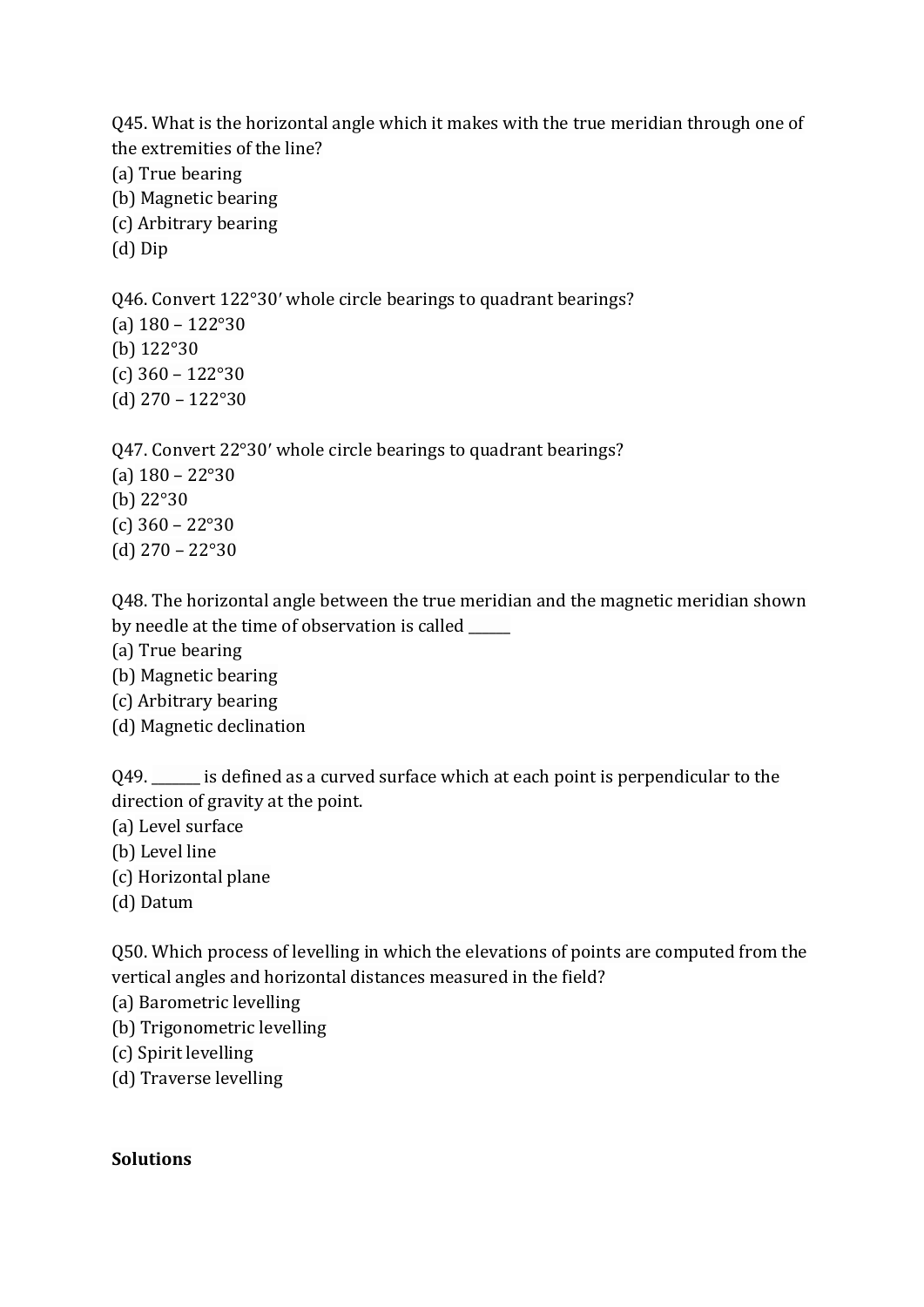Q45. What is the horizontal angle which it makes with the true meridian through one of the extremities of the line?
(a) True bearing
(b) Magnetic bearing
(c) Arbitrary bearing
(d) Dip

Q46. Convert 122°30′ whole circle bearings to quadrant bearings?
(a) 180 – 122°30
(b) 122°30
(c) 360 – 122°30
(d) 270 – 122°30

Q47. Convert 22°30′ whole circle bearings to quadrant bearings?
(a) 180 – 22°30
(b) 22°30
(c) 360 – 22°30
(d) 270 – 22°30

Q48. The horizontal angle between the true meridian and the magnetic meridian shown by needle at the time of observation is called ______
(a) True bearing
(b) Magnetic bearing
(c) Arbitrary bearing
(d) Magnetic declination

Q49. _______ is defined as a curved surface which at each point is perpendicular to the direction of gravity at the point.
(a) Level surface
(b) Level line
(c) Horizontal plane
(d) Datum

Q50. Which process of levelling in which the elevations of points are computed from the vertical angles and horizontal distances measured in the field?
(a) Barometric levelling
(b) Trigonometric levelling
(c) Spirit levelling
(d) Traverse levelling

**Solutions**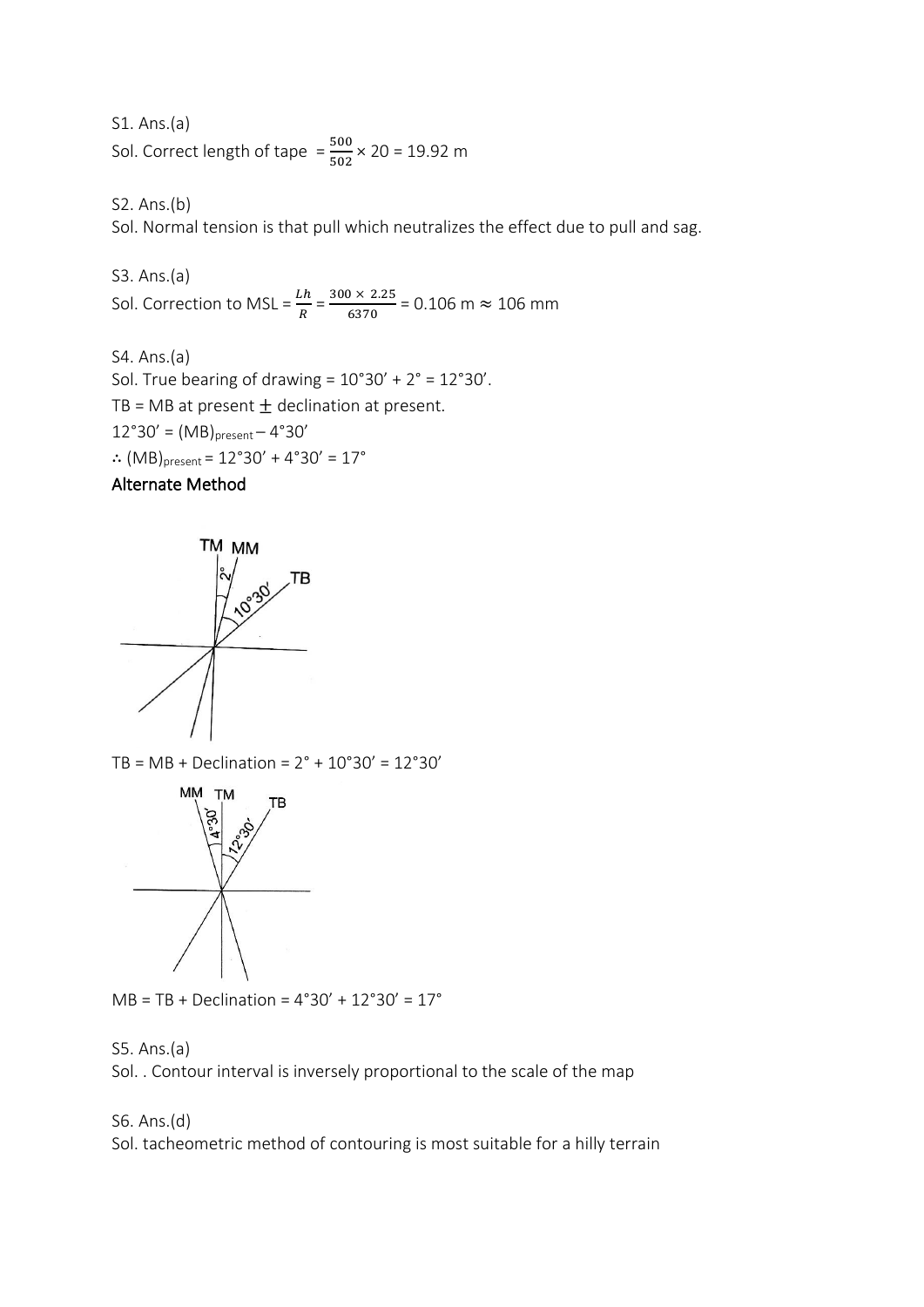S1. Ans.(a)

Sol. Correct length of tape $= \frac{500}{502} \times 20 = 19.92$ m

S2. Ans.(b)

Sol. Normal tension is that pull which neutralizes the effect due to pull and sag.

S3. Ans.(a)

Sol. Correction to MSL = $\frac{Lh}{R} = \frac{300 \times 2.25}{6370} = 0.106$ m $\approx$ 106 mm

S4. Ans.(a)

Sol. True bearing of drawing = 10°30′ + 2° = 12°30′.

TB = MB at present $\pm$ declination at present.

12°30′ = $(MB)_{present}$ – 4°30′

$\therefore$ $(MB)_{present}$ = 12°30′ + 4°30′ = 17°

**Alternate Method**

TB = MB + Declination = 2° + 10°30′ = 12°30′

MB = TB + Declination = 4°30′ + 12°30′ = 17°

S5. Ans.(a)

Sol. . Contour interval is inversely proportional to the scale of the map

S6. Ans.(d)

Sol. tacheometric method of contouring is most suitable for a hilly terrain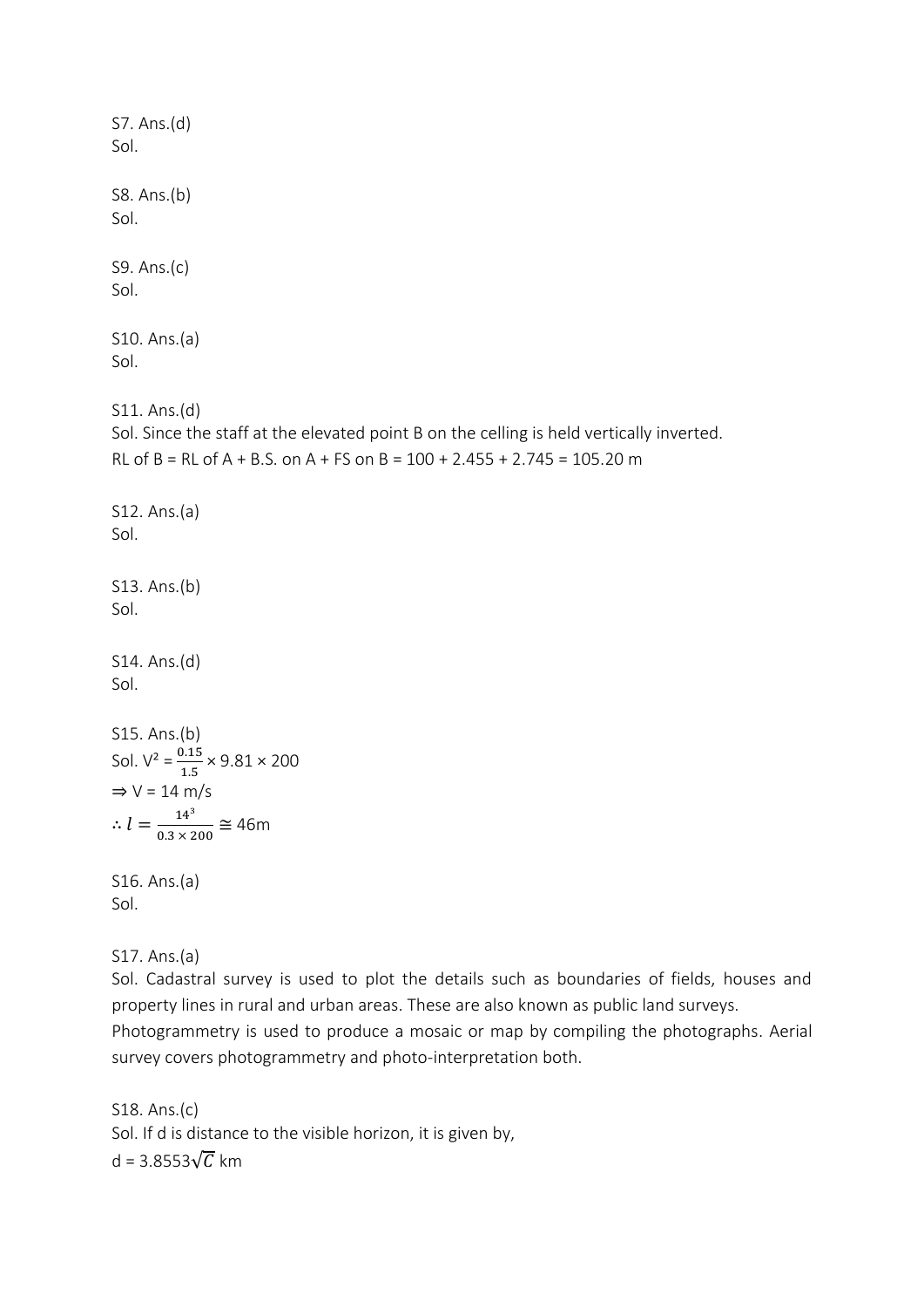S7. Ans.(d)
Sol.

S8. Ans.(b)
Sol.

S9. Ans.(c)
Sol.

S10. Ans.(a)
Sol.

S11. Ans.(d)
Sol. Since the staff at the elevated point B on the celling is held vertically inverted.
RL of B = RL of A + B.S. on A + FS on B = 100 + 2.455 + 2.745 = 105.20 m

S12. Ans.(a)
Sol.

S13. Ans.(b)
Sol.

S14. Ans.(d)
Sol.

S15. Ans.(b)
Sol. $V^2 = \frac{0.15}{1.5} \times 9.81 \times 200$
$\Rightarrow V = 14$ m/s
$\therefore l = \frac{14^3}{0.3 \times 200} \cong 46\text{m}$

S16. Ans.(a)
Sol.

S17. Ans.(a)
Sol. Cadastral survey is used to plot the details such as boundaries of fields, houses and property lines in rural and urban areas. These are also known as public land surveys.
Photogrammetry is used to produce a mosaic or map by compiling the photographs. Aerial survey covers photogrammetry and photo-interpretation both.

S18. Ans.(c)
Sol. If d is distance to the visible horizon, it is given by,
$d = 3.8553\sqrt{C}$ km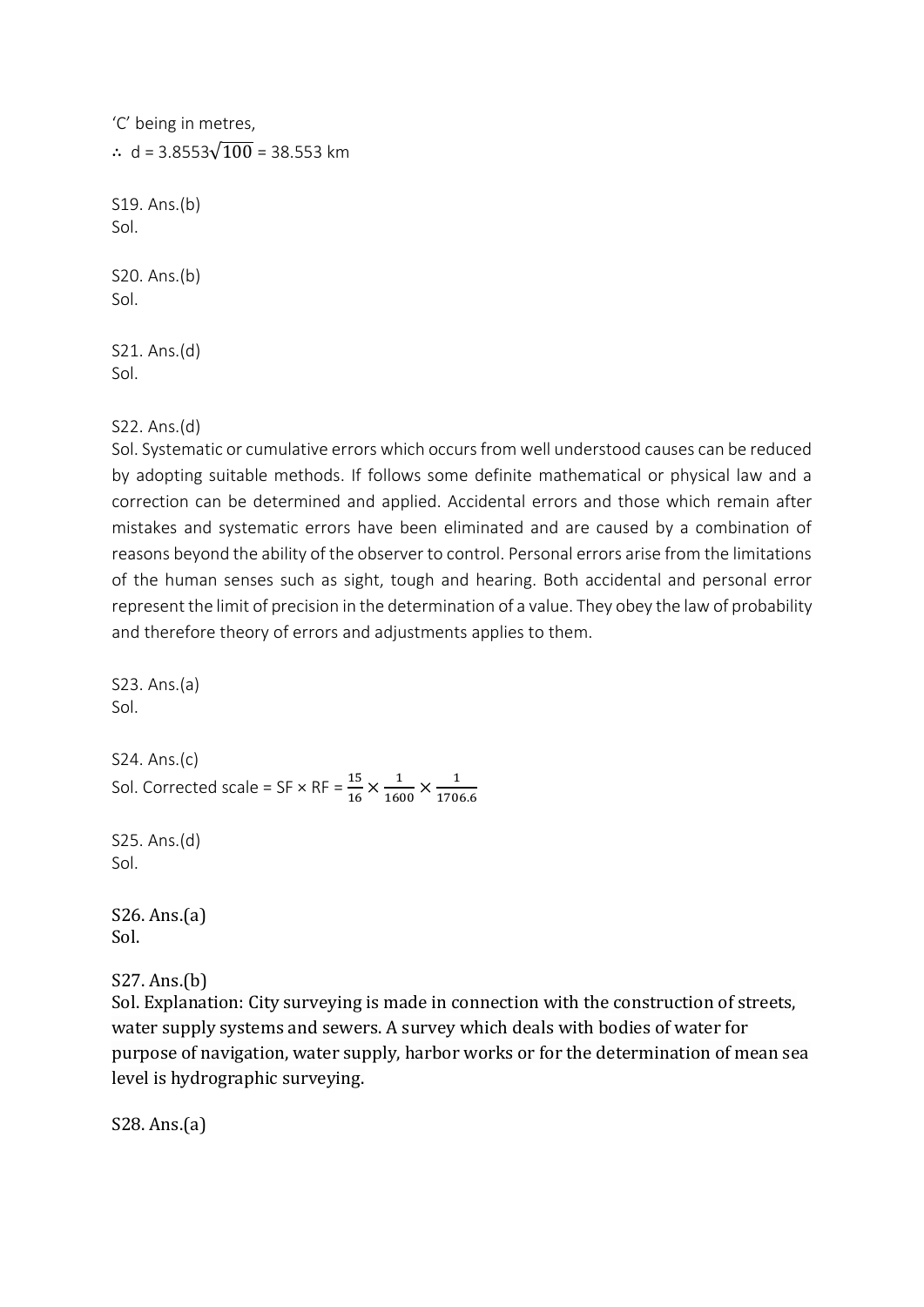'C' being in metres,

$\therefore$ d = $3.8553\sqrt{100}$ = 38.553 km

S19. Ans.(b)
Sol.

S20. Ans.(b)
Sol.

S21. Ans.(d)
Sol.

S22. Ans.(d)
Sol. Systematic or cumulative errors which occurs from well understood causes can be reduced by adopting suitable methods. If follows some definite mathematical or physical law and a correction can be determined and applied. Accidental errors and those which remain after mistakes and systematic errors have been eliminated and are caused by a combination of reasons beyond the ability of the observer to control. Personal errors arise from the limitations of the human senses such as sight, tough and hearing. Both accidental and personal error represent the limit of precision in the determination of a value. They obey the law of probability and therefore theory of errors and adjustments applies to them.

S23. Ans.(a)
Sol.

S24. Ans.(c)
Sol. Corrected scale = SF × RF = $\frac{15}{16} \times \frac{1}{1600} \times \frac{1}{1706.6}$

S25. Ans.(d)
Sol.

S26. Ans.(a)
Sol.

S27. Ans.(b)
Sol. Explanation: City surveying is made in connection with the construction of streets, water supply systems and sewers. A survey which deals with bodies of water for purpose of navigation, water supply, harbor works or for the determination of mean sea level is hydrographic surveying.

S28. Ans.(a)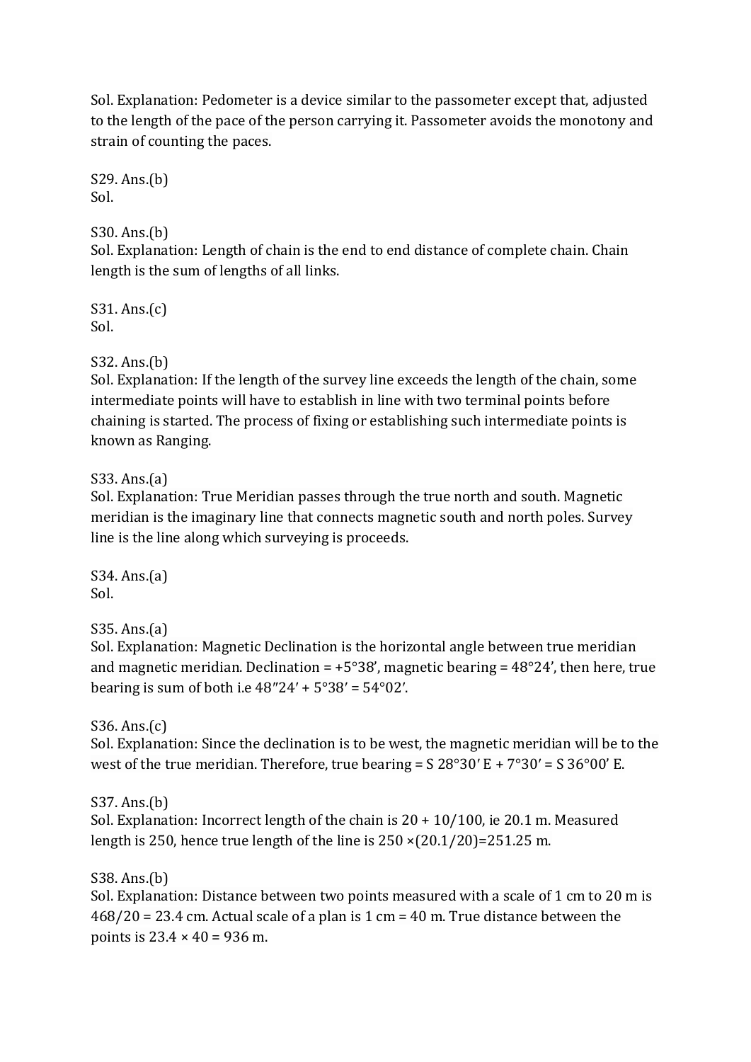Sol. Explanation: Pedometer is a device similar to the passometer except that, adjusted to the length of the pace of the person carrying it. Passometer avoids the monotony and strain of counting the paces.

S29. Ans.(b)
Sol.

S30. Ans.(b)
Sol. Explanation: Length of chain is the end to end distance of complete chain. Chain length is the sum of lengths of all links.

S31. Ans.(c)
Sol.

S32. Ans.(b)
Sol. Explanation: If the length of the survey line exceeds the length of the chain, some intermediate points will have to establish in line with two terminal points before chaining is started. The process of fixing or establishing such intermediate points is known as Ranging.

S33. Ans.(a)
Sol. Explanation: True Meridian passes through the true north and south. Magnetic meridian is the imaginary line that connects magnetic south and north poles. Survey line is the line along which surveying is proceeds.

S34. Ans.(a)
Sol.

S35. Ans.(a)
Sol. Explanation: Magnetic Declination is the horizontal angle between true meridian and magnetic meridian. Declination = +5°38′, magnetic bearing = 48°24′, then here, true bearing is sum of both i.e 48″24′ + 5°38′ = 54°02′.

S36. Ans.(c)
Sol. Explanation: Since the declination is to be west, the magnetic meridian will be to the west of the true meridian. Therefore, true bearing = S 28°30′ E + 7°30′ = S 36°00′ E.

S37. Ans.(b)
Sol. Explanation: Incorrect length of the chain is 20 + 10/100, ie 20.1 m. Measured length is 250, hence true length of the line is 250 ×(20.1/20)=251.25 m.

S38. Ans.(b)
Sol. Explanation: Distance between two points measured with a scale of 1 cm to 20 m is 468/20 = 23.4 cm. Actual scale of a plan is 1 cm = 40 m. True distance between the points is 23.4 × 40 = 936 m.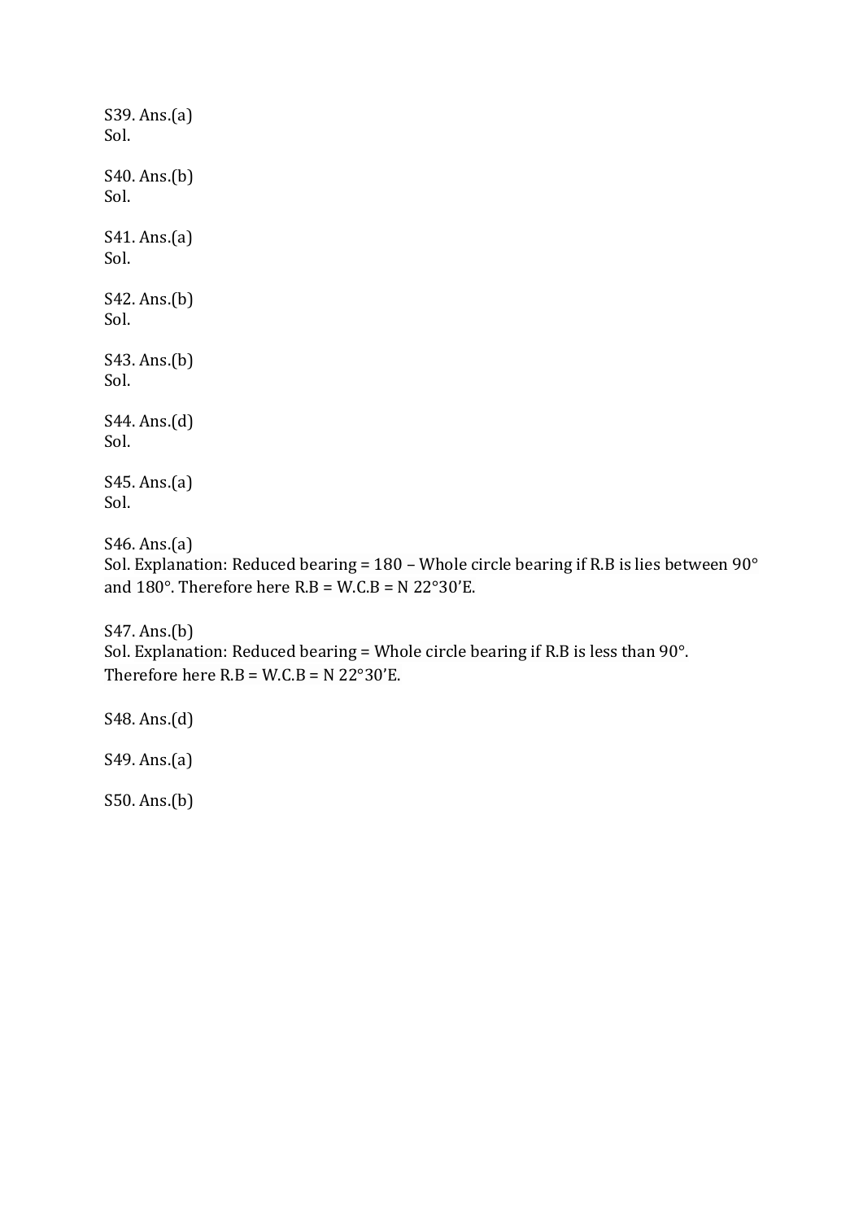S39. Ans.(a)
Sol.

S40. Ans.(b)
Sol.

S41. Ans.(a)
Sol.

S42. Ans.(b)
Sol.

S43. Ans.(b)
Sol.

S44. Ans.(d)
Sol.

S45. Ans.(a)
Sol.

S46. Ans.(a)
Sol. Explanation: Reduced bearing = 180 – Whole circle bearing if R.B is lies between 90° and 180°. Therefore here R.B = W.C.B = N 22°30'E.

S47. Ans.(b)
Sol. Explanation: Reduced bearing = Whole circle bearing if R.B is less than 90°. Therefore here R.B = W.C.B = N 22°30'E.

S48. Ans.(d)

S49. Ans.(a)

S50. Ans.(b)